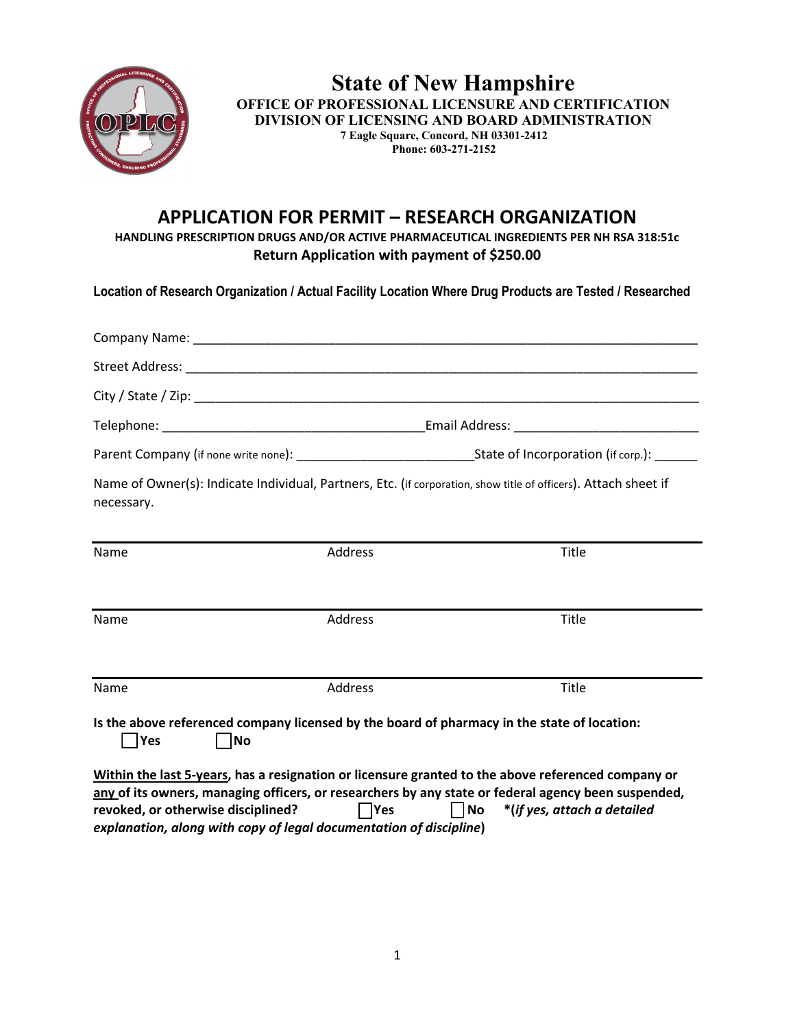# State of New Hampshire

**OFFICE OF PROFESSIONAL LICENSURE AND CERTIFICATION**
**DIVISION OF LICENSING AND BOARD ADMINISTRATION**
**7 Eagle Square, Concord, NH 03301-2412**
**Phone: 603-271-2152**

## APPLICATION FOR PERMIT – RESEARCH ORGANIZATION

**HANDLING PRESCRIPTION DRUGS AND/OR ACTIVE PHARMACEUTICAL INGREDIENTS PER NH RSA 318:51c**

**Return Application with payment of $250.00**

**Location of Research Organization / Actual Facility Location Where Drug Products are Tested / Researched**

Company Name: ___________________________________________________________________________

Street Address: ___________________________________________________________________________

City / State / Zip: _________________________________________________________________________

Telephone: ____________________________________ Email Address: __________________________

Parent Company (if none write none): _________________________ State of Incorporation (if corp.): ______

Name of Owner(s): Indicate Individual, Partners, Etc. (if corporation, show title of officers). Attach sheet if necessary.

| Name | Address | Title |
|---|---|---|
| | | |

| Name | Address | Title |
|---|---|---|
| | | |

| Name | Address | Title |
|---|---|---|
| | | |

**Is the above referenced company licensed by the board of pharmacy in the state of location:**
☐ **Yes** ☐ **No**

**Within the last 5-years, has a resignation or licensure granted to the above referenced company or any of its owners, managing officers, or researchers by any state or federal agency been suspended, revoked, or otherwise disciplined?** ☐ **Yes** ☐ **No** ***(if yes, attach a detailed explanation, along with copy of legal documentation of discipline)***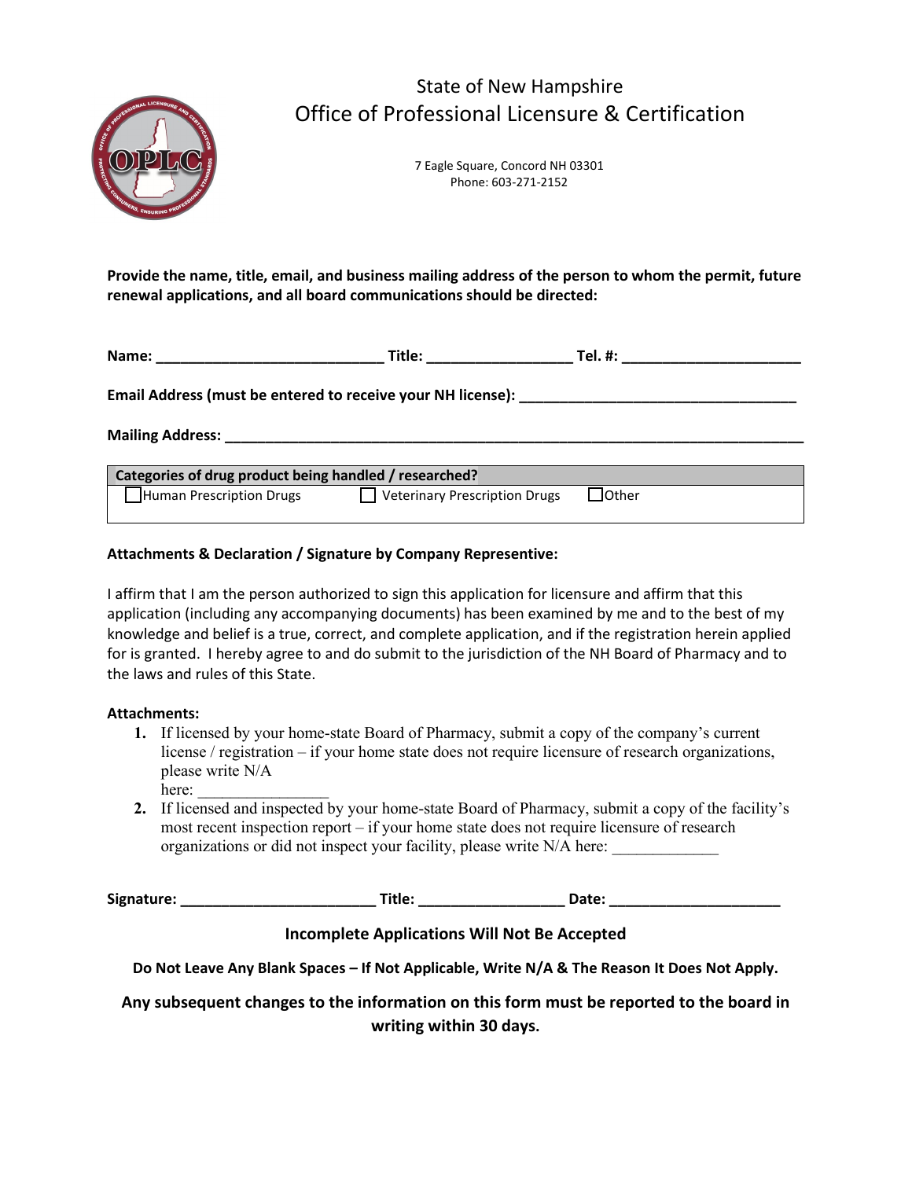State of New Hampshire

# Office of Professional Licensure & Certification

7 Eagle Square, Concord NH 03301
Phone: 603-271-2152

**Provide the name, title, email, and business mailing address of the person to whom the permit, future renewal applications, and all board communications should be directed:**

**Name:** ___________________________ **Title:** _________________ **Tel. #:** _____________________

**Email Address (must be entered to receive your NH license):** _________________________________

**Mailing Address:** ______________________________________________________________________

| Categories of drug product being handled / researched? | | |
|---|---|---|
| ☐ Human Prescription Drugs | ☐ Veterinary Prescription Drugs | ☐ Other |

**Attachments & Declaration / Signature by Company Representive:**

I affirm that I am the person authorized to sign this application for licensure and affirm that this application (including any accompanying documents) has been examined by me and to the best of my knowledge and belief is a true, correct, and complete application, and if the registration herein applied for is granted. I hereby agree to and do submit to the jurisdiction of the NH Board of Pharmacy and to the laws and rules of this State.

**Attachments:**

1. If licensed by your home-state Board of Pharmacy, submit a copy of the company's current license / registration – if your home state does not require licensure of research organizations, please write N/A here: ________________
2. If licensed and inspected by your home-state Board of Pharmacy, submit a copy of the facility's most recent inspection report – if your home state does not require licensure of research organizations or did not inspect your facility, please write N/A here: _____________

**Signature:** ________________________ **Title:** _________________ **Date:** ____________________

**Incomplete Applications Will Not Be Accepted**

**Do Not Leave Any Blank Spaces – If Not Applicable, Write N/A & The Reason It Does Not Apply.**

**Any subsequent changes to the information on this form must be reported to the board in writing within 30 days.**